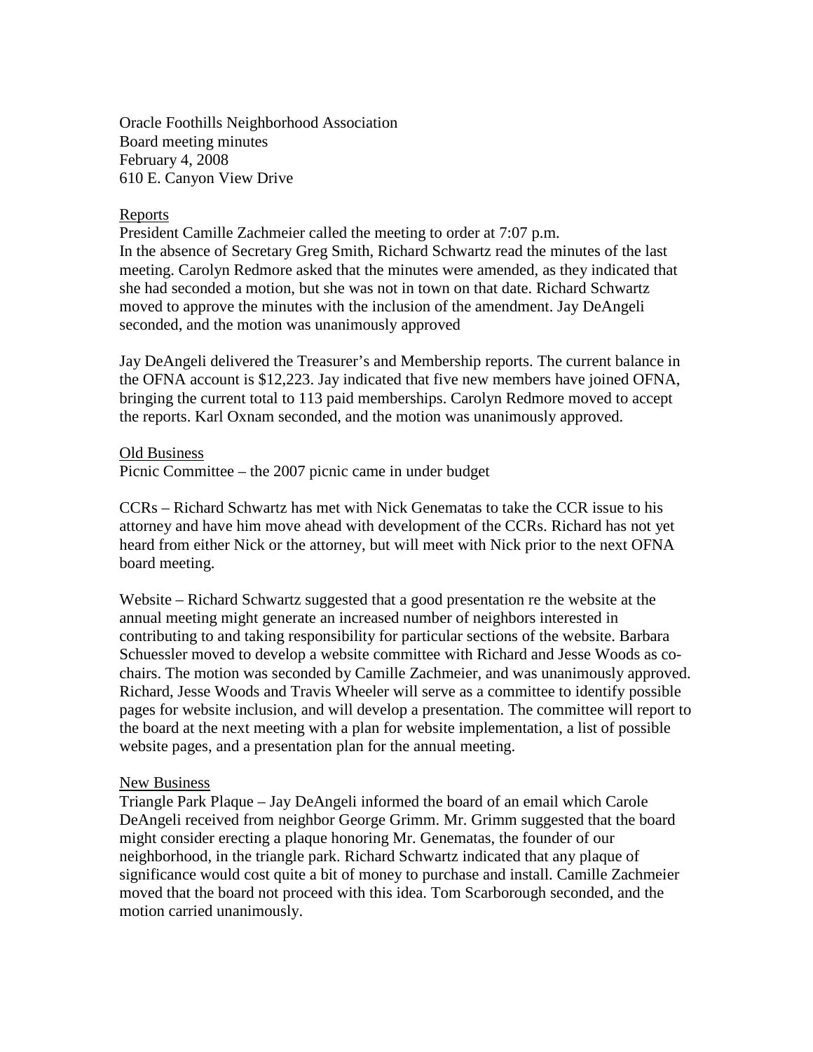Oracle Foothills Neighborhood Association
Board meeting minutes
February 4, 2008
610 E. Canyon View Drive

## Reports

President Camille Zachmeier called the meeting to order at 7:07 p.m.
In the absence of Secretary Greg Smith, Richard Schwartz read the minutes of the last meeting. Carolyn Redmore asked that the minutes were amended, as they indicated that she had seconded a motion, but she was not in town on that date. Richard Schwartz moved to approve the minutes with the inclusion of the amendment. Jay DeAngeli seconded, and the motion was unanimously approved

Jay DeAngeli delivered the Treasurer's and Membership reports. The current balance in the OFNA account is $12,223. Jay indicated that five new members have joined OFNA, bringing the current total to 113 paid memberships. Carolyn Redmore moved to accept the reports. Karl Oxnam seconded, and the motion was unanimously approved.

## Old Business

Picnic Committee – the 2007 picnic came in under budget

CCRs – Richard Schwartz has met with Nick Genematas to take the CCR issue to his attorney and have him move ahead with development of the CCRs. Richard has not yet heard from either Nick or the attorney, but will meet with Nick prior to the next OFNA board meeting.

Website – Richard Schwartz suggested that a good presentation re the website at the annual meeting might generate an increased number of neighbors interested in contributing to and taking responsibility for particular sections of the website. Barbara Schuessler moved to develop a website committee with Richard and Jesse Woods as co-chairs. The motion was seconded by Camille Zachmeier, and was unanimously approved. Richard, Jesse Woods and Travis Wheeler will serve as a committee to identify possible pages for website inclusion, and will develop a presentation. The committee will report to the board at the next meeting with a plan for website implementation, a list of possible website pages, and a presentation plan for the annual meeting.

## New Business

Triangle Park Plaque – Jay DeAngeli informed the board of an email which Carole DeAngeli received from neighbor George Grimm. Mr. Grimm suggested that the board might consider erecting a plaque honoring Mr. Genematas, the founder of our neighborhood, in the triangle park. Richard Schwartz indicated that any plaque of significance would cost quite a bit of money to purchase and install. Camille Zachmeier moved that the board not proceed with this idea. Tom Scarborough seconded, and the motion carried unanimously.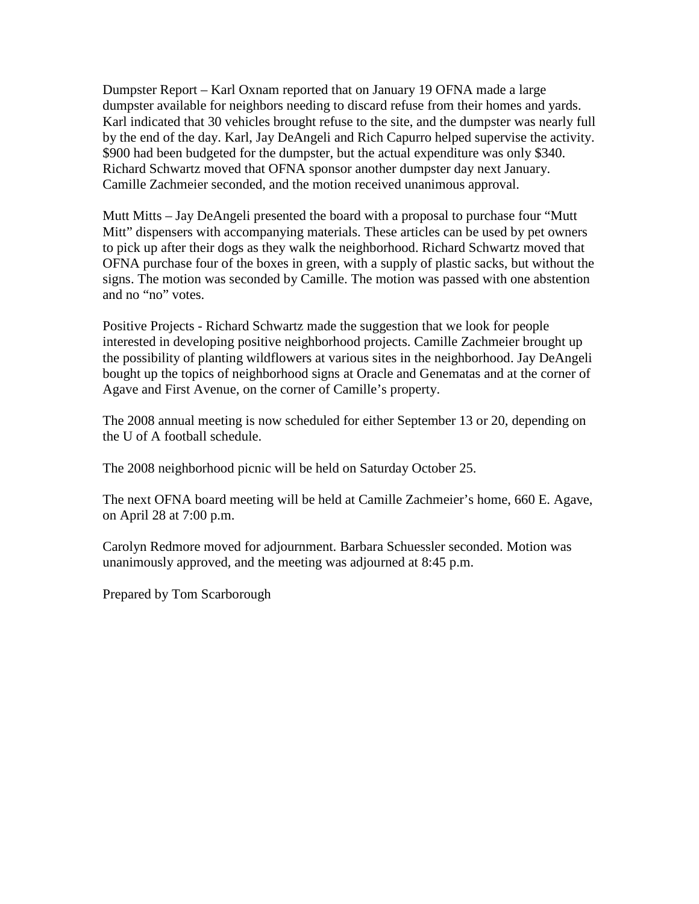Dumpster Report – Karl Oxnam reported that on January 19 OFNA made a large dumpster available for neighbors needing to discard refuse from their homes and yards. Karl indicated that 30 vehicles brought refuse to the site, and the dumpster was nearly full by the end of the day. Karl, Jay DeAngeli and Rich Capurro helped supervise the activity. $900 had been budgeted for the dumpster, but the actual expenditure was only $340. Richard Schwartz moved that OFNA sponsor another dumpster day next January. Camille Zachmeier seconded, and the motion received unanimous approval.

Mutt Mitts – Jay DeAngeli presented the board with a proposal to purchase four "Mutt Mitt" dispensers with accompanying materials. These articles can be used by pet owners to pick up after their dogs as they walk the neighborhood. Richard Schwartz moved that OFNA purchase four of the boxes in green, with a supply of plastic sacks, but without the signs. The motion was seconded by Camille. The motion was passed with one abstention and no "no" votes.

Positive Projects - Richard Schwartz made the suggestion that we look for people interested in developing positive neighborhood projects. Camille Zachmeier brought up the possibility of planting wildflowers at various sites in the neighborhood. Jay DeAngeli bought up the topics of neighborhood signs at Oracle and Genematas and at the corner of Agave and First Avenue, on the corner of Camille's property.

The 2008 annual meeting is now scheduled for either September 13 or 20, depending on the U of A football schedule.

The 2008 neighborhood picnic will be held on Saturday October 25.

The next OFNA board meeting will be held at Camille Zachmeier's home, 660 E. Agave, on April 28 at 7:00 p.m.

Carolyn Redmore moved for adjournment. Barbara Schuessler seconded. Motion was unanimously approved, and the meeting was adjourned at 8:45 p.m.

Prepared by Tom Scarborough